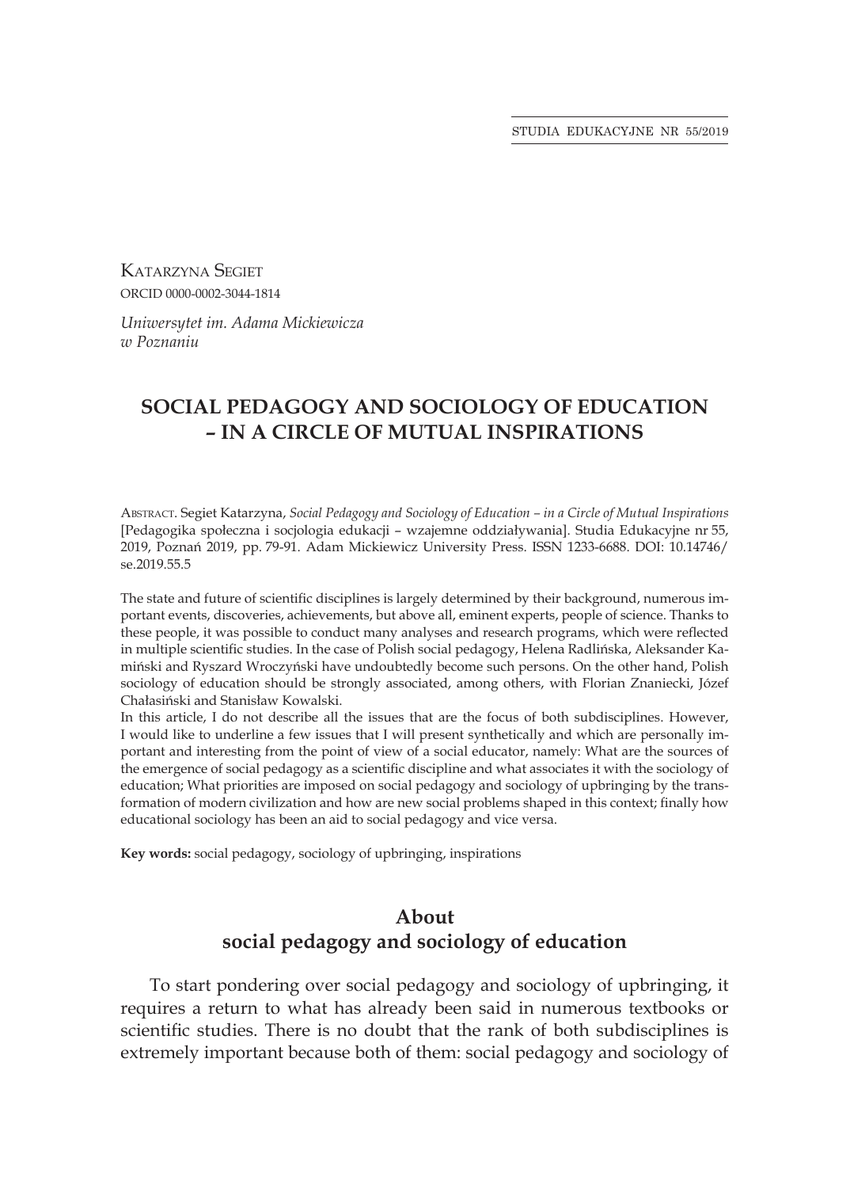Katarzyna Segiet
ORCID 0000-0002-3044-1814

*Uniwersytet im. Adama Mickiewicza w Poznaniu*

# SOCIAL PEDAGOGY AND SOCIOLOGY OF EDUCATION – IN A CIRCLE OF MUTUAL INSPIRATIONS

Abstract. Segiet Katarzyna, *Social Pedagogy and Sociology of Education – in a Circle of Mutual Inspirations* [Pedagogika społeczna i socjologia edukacji – wzajemne oddziaływania]. Studia Edukacyjne nr 55, 2019, Poznań 2019, pp. 79-91. Adam Mickiewicz University Press. ISSN 1233-6688. DOI: 10.14746/se.2019.55.5

The state and future of scientific disciplines is largely determined by their background, numerous important events, discoveries, achievements, but above all, eminent experts, people of science. Thanks to these people, it was possible to conduct many analyses and research programs, which were reflected in multiple scientific studies. In the case of Polish social pedagogy, Helena Radlińska, Aleksander Kamiński and Ryszard Wroczyński have undoubtedly become such persons. On the other hand, Polish sociology of education should be strongly associated, among others, with Florian Znaniecki, Józef Chałasiński and Stanisław Kowalski.

In this article, I do not describe all the issues that are the focus of both subdisciplines. However, I would like to underline a few issues that I will present synthetically and which are personally important and interesting from the point of view of a social educator, namely: What are the sources of the emergence of social pedagogy as a scientific discipline and what associates it with the sociology of education; What priorities are imposed on social pedagogy and sociology of upbringing by the transformation of modern civilization and how are new social problems shaped in this context; finally how educational sociology has been an aid to social pedagogy and vice versa.

**Key words:** social pedagogy, sociology of upbringing, inspirations

## About social pedagogy and sociology of education

To start pondering over social pedagogy and sociology of upbringing, it requires a return to what has already been said in numerous textbooks or scientific studies. There is no doubt that the rank of both subdisciplines is extremely important because both of them: social pedagogy and sociology of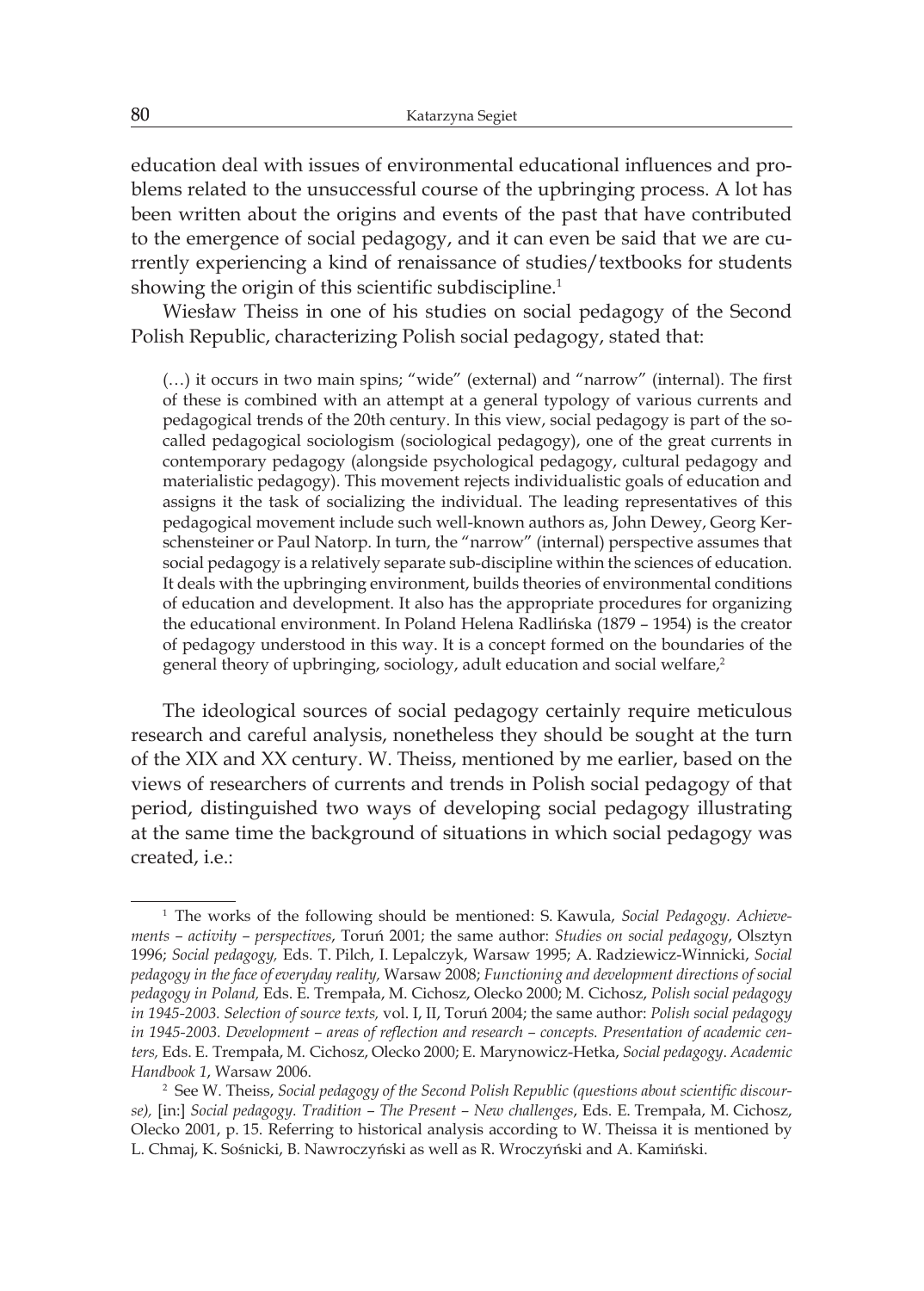education deal with issues of environmental educational influences and problems related to the unsuccessful course of the upbringing process. A lot has been written about the origins and events of the past that have contributed to the emergence of social pedagogy, and it can even be said that we are currently experiencing a kind of renaissance of studies/textbooks for students showing the origin of this scientific subdiscipline.[1]

Wiesław Theiss in one of his studies on social pedagogy of the Second Polish Republic, characterizing Polish social pedagogy, stated that:

> (…) it occurs in two main spins; "wide" (external) and "narrow" (internal). The first of these is combined with an attempt at a general typology of various currents and pedagogical trends of the 20th century. In this view, social pedagogy is part of the so-called pedagogical sociologism (sociological pedagogy), one of the great currents in contemporary pedagogy (alongside psychological pedagogy, cultural pedagogy and materialistic pedagogy). This movement rejects individualistic goals of education and assigns it the task of socializing the individual. The leading representatives of this pedagogical movement include such well-known authors as, John Dewey, Georg Kerschensteiner or Paul Natorp. In turn, the "narrow" (internal) perspective assumes that social pedagogy is a relatively separate sub-discipline within the sciences of education. It deals with the upbringing environment, builds theories of environmental conditions of education and development. It also has the appropriate procedures for organizing the educational environment. In Poland Helena Radlińska (1879 – 1954) is the creator of pedagogy understood in this way. It is a concept formed on the boundaries of the general theory of upbringing, sociology, adult education and social welfare,[2]

The ideological sources of social pedagogy certainly require meticulous research and careful analysis, nonetheless they should be sought at the turn of the XIX and XX century. W. Theiss, mentioned by me earlier, based on the views of researchers of currents and trends in Polish social pedagogy of that period, distinguished two ways of developing social pedagogy illustrating at the same time the background of situations in which social pedagogy was created, i.e.:

---

[1] The works of the following should be mentioned: S. Kawula, *Social Pedagogy. Achievements – activity – perspectives*, Toruń 2001; the same author: *Studies on social pedagogy*, Olsztyn 1996; *Social pedagogy,* Eds. T. Pilch, I. Lepalczyk, Warsaw 1995; A. Radziewicz-Winnicki, *Social pedagogy in the face of everyday reality,* Warsaw 2008; *Functioning and development directions of social pedagogy in Poland,* Eds. E. Trempała, M. Cichosz, Olecko 2000; M. Cichosz, *Polish social pedagogy in 1945-2003. Selection of source texts,* vol. I, II, Toruń 2004; the same author: *Polish social pedagogy in 1945-2003. Development – areas of reflection and research – concepts. Presentation of academic centers,* Eds. E. Trempała, M. Cichosz, Olecko 2000; E. Marynowicz-Hetka, *Social pedagogy*. *Academic Handbook 1*, Warsaw 2006.

[2] See W. Theiss, *Social pedagogy of the Second Polish Republic (questions about scientific discourse),* [in:] *Social pedagogy. Tradition – The Present – New challenges*, Eds. E. Trempała, M. Cichosz, Olecko 2001, p. 15. Referring to historical analysis according to W. Theissa it is mentioned by L. Chmaj, K. Sośnicki, B. Nawroczyński as well as R. Wroczyński and A. Kamiński.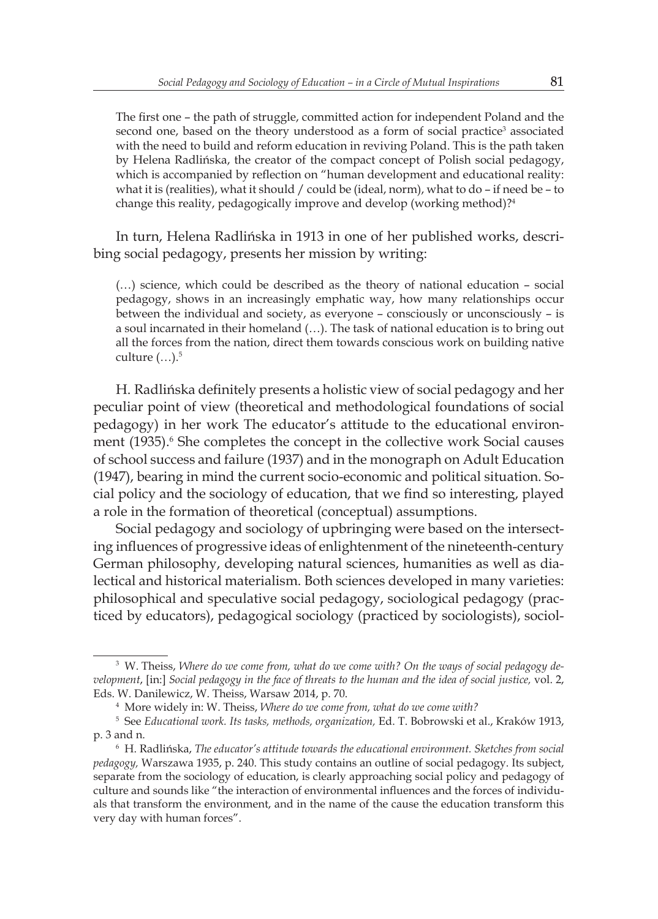> The first one – the path of struggle, committed action for independent Poland and the second one, based on the theory understood as a form of social practice[3] associated with the need to build and reform education in reviving Poland. This is the path taken by Helena Radlińska, the creator of the compact concept of Polish social pedagogy, which is accompanied by reflection on "human development and educational reality: what it is (realities), what it should / could be (ideal, norm), what to do – if need be – to change this reality, pedagogically improve and develop (working method)?[4]

In turn, Helena Radlińska in 1913 in one of her published works, describing social pedagogy, presents her mission by writing:

> (…) science, which could be described as the theory of national education – social pedagogy, shows in an increasingly emphatic way, how many relationships occur between the individual and society, as everyone – consciously or unconsciously – is a soul incarnated in their homeland (…). The task of national education is to bring out all the forces from the nation, direct them towards conscious work on building native culture (…).[5]

H. Radlińska definitely presents a holistic view of social pedagogy and her peculiar point of view (theoretical and methodological foundations of social pedagogy) in her work The educator's attitude to the educational environment (1935).[6] She completes the concept in the collective work Social causes of school success and failure (1937) and in the monograph on Adult Education (1947), bearing in mind the current socio-economic and political situation. Social policy and the sociology of education, that we find so interesting, played a role in the formation of theoretical (conceptual) assumptions.

Social pedagogy and sociology of upbringing were based on the intersecting influences of progressive ideas of enlightenment of the nineteenth-century German philosophy, developing natural sciences, humanities as well as dialectical and historical materialism. Both sciences developed in many varieties: philosophical and speculative social pedagogy, sociological pedagogy (practiced by educators), pedagogical sociology (practiced by sociologists), sociol-

---

[3] W. Theiss, *Where do we come from, what do we come with? On the ways of social pedagogy development*, [in:] *Social pedagogy in the face of threats to the human and the idea of social justice,* vol. 2, Eds. W. Danilewicz, W. Theiss, Warsaw 2014, p. 70.

[4] More widely in: W. Theiss, *Where do we come from, what do we come with?*

[5] See *Educational work. Its tasks, methods, organization,* Ed. T. Bobrowski et al., Kraków 1913, p. 3 and n.

[6] H. Radlińska, *The educator's attitude towards the educational environment. Sketches from social pedagogy,* Warszawa 1935, p. 240. This study contains an outline of social pedagogy. Its subject, separate from the sociology of education, is clearly approaching social policy and pedagogy of culture and sounds like "the interaction of environmental influences and the forces of individuals that transform the environment, and in the name of the cause the education transform this very day with human forces".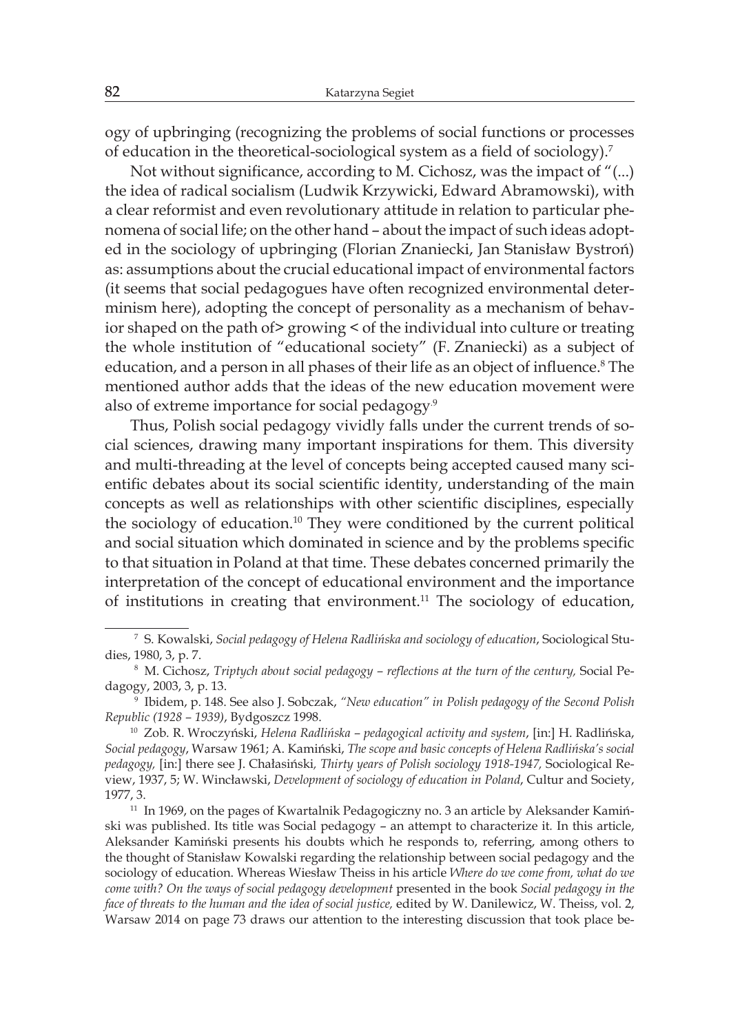ogy of upbringing (recognizing the problems of social functions or processes of education in the theoretical-sociological system as a field of sociology).[7]

Not without significance, according to M. Cichosz, was the impact of "(...) the idea of radical socialism (Ludwik Krzywicki, Edward Abramowski), with a clear reformist and even revolutionary attitude in relation to particular phenomena of social life; on the other hand – about the impact of such ideas adopted in the sociology of upbringing (Florian Znaniecki, Jan Stanisław Bystroń) as: assumptions about the crucial educational impact of environmental factors (it seems that social pedagogues have often recognized environmental determinism here), adopting the concept of personality as a mechanism of behavior shaped on the path of> growing < of the individual into culture or treating the whole institution of "educational society" (F. Znaniecki) as a subject of education, and a person in all phases of their life as an object of influence.[8] The mentioned author adds that the ideas of the new education movement were also of extreme importance for social pedagogy.[9]

Thus, Polish social pedagogy vividly falls under the current trends of social sciences, drawing many important inspirations for them. This diversity and multi-threading at the level of concepts being accepted caused many scientific debates about its social scientific identity, understanding of the main concepts as well as relationships with other scientific disciplines, especially the sociology of education.[10] They were conditioned by the current political and social situation which dominated in science and by the problems specific to that situation in Poland at that time. These debates concerned primarily the interpretation of the concept of educational environment and the importance of institutions in creating that environment.[11] The sociology of education,

---

[7] S. Kowalski, *Social pedagogy of Helena Radlińska and sociology of education*, Sociological Studies, 1980, 3, p. 7.

[8] M. Cichosz, *Triptych about social pedagogy – reflections at the turn of the century,* Social Pedagogy, 2003, 3, p. 13.

[9] Ibidem, p. 148. See also J. Sobczak, *"New education" in Polish pedagogy of the Second Polish Republic (1928 – 1939)*, Bydgoszcz 1998.

[10] Zob. R. Wroczyński, *Helena Radlińska – pedagogical activity and system*, [in:] H. Radlińska, *Social pedagogy*, Warsaw 1961; A. Kamiński, *The scope and basic concepts of Helena Radlińska's social pedagogy,* [in:] there see J. Chałasiński*, Thirty years of Polish sociology 1918-1947,* Sociological Review, 1937, 5; W. Wincławski, *Development of sociology of education in Poland*, Cultur and Society, 1977, 3.

[11] In 1969, on the pages of Kwartalnik Pedagogiczny no. 3 an article by Aleksander Kamiński was published. Its title was Social pedagogy – an attempt to characterize it. In this article, Aleksander Kamiński presents his doubts which he responds to, referring, among others to the thought of Stanisław Kowalski regarding the relationship between social pedagogy and the sociology of education. Whereas Wiesław Theiss in his article *Where do we come from, what do we come with? On the ways of social pedagogy development* presented in the book *Social pedagogy in the face of threats to the human and the idea of social justice,* edited by W. Danilewicz, W. Theiss, vol. 2, Warsaw 2014 on page 73 draws our attention to the interesting discussion that took place be-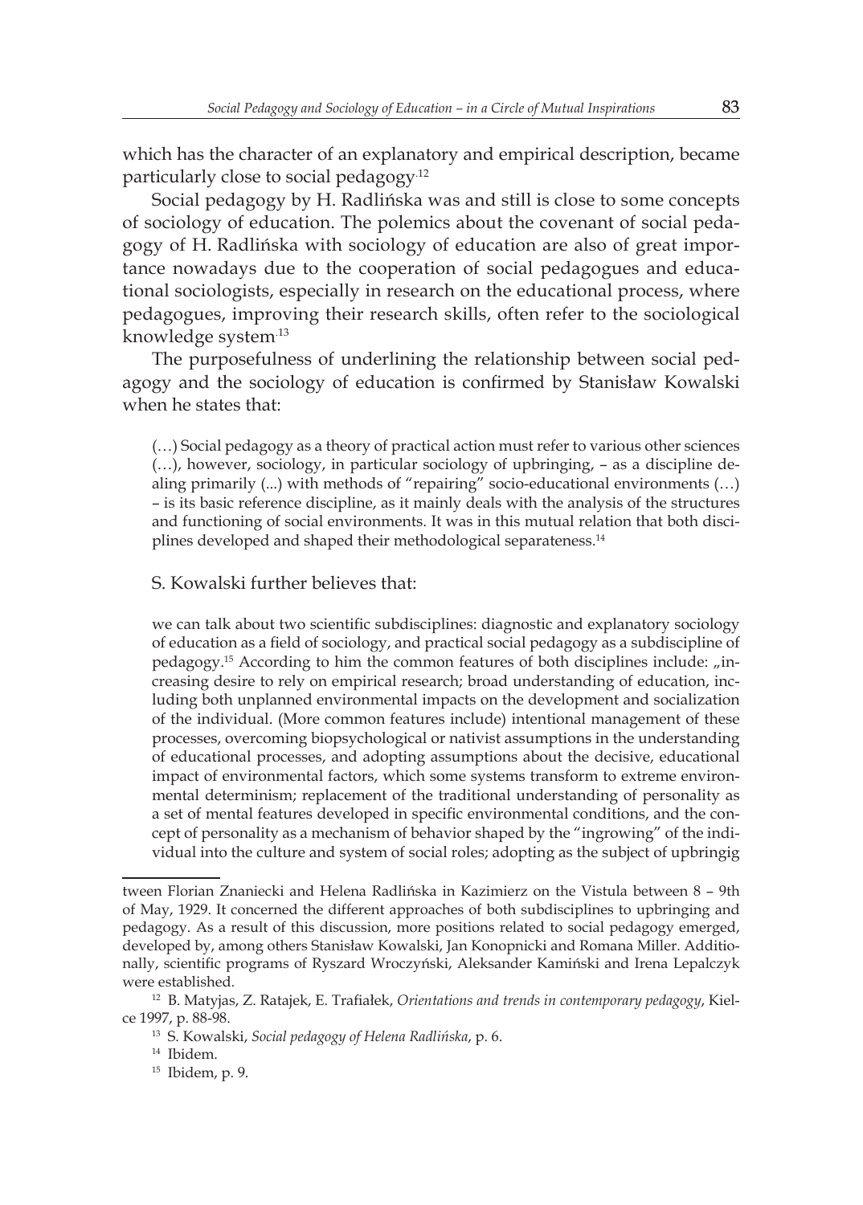which has the character of an explanatory and empirical description, became particularly close to social pedagogy.[12]

Social pedagogy by H. Radlińska was and still is close to some concepts of sociology of education. The polemics about the covenant of social pedagogy of H. Radlińska with sociology of education are also of great importance nowadays due to the cooperation of social pedagogues and educational sociologists, especially in research on the educational process, where pedagogues, improving their research skills, often refer to the sociological knowledge system.[13]

The purposefulness of underlining the relationship between social pedagogy and the sociology of education is confirmed by Stanisław Kowalski when he states that:

> (…) Social pedagogy as a theory of practical action must refer to various other sciences (…), however, sociology, in particular sociology of upbringing, – as a discipline dealing primarily (...) with methods of "repairing" socio-educational environments (…) – is its basic reference discipline, as it mainly deals with the analysis of the structures and functioning of social environments. It was in this mutual relation that both disciplines developed and shaped their methodological separateness.[14]

S. Kowalski further believes that:

> we can talk about two scientific subdisciplines: diagnostic and explanatory sociology of education as a field of sociology, and practical social pedagogy as a subdiscipline of pedagogy.[15] According to him the common features of both disciplines include: „increasing desire to rely on empirical research; broad understanding of education, including both unplanned environmental impacts on the development and socialization of the individual. (More common features include) intentional management of these processes, overcoming biopsychological or nativist assumptions in the understanding of educational processes, and adopting assumptions about the decisive, educational impact of environmental factors, which some systems transform to extreme environmental determinism; replacement of the traditional understanding of personality as a set of mental features developed in specific environmental conditions, and the concept of personality as a mechanism of behavior shaped by the "ingrowing" of the individual into the culture and system of social roles; adopting as the subject of upbringig

---

tween Florian Znaniecki and Helena Radlińska in Kazimierz on the Vistula between 8 – 9th of May, 1929. It concerned the different approaches of both subdisciplines to upbringing and pedagogy. As a result of this discussion, more positions related to social pedagogy emerged, developed by, among others Stanisław Kowalski, Jan Konopnicki and Romana Miller. Additionally, scientific programs of Ryszard Wroczyński, Aleksander Kamiński and Irena Lepalczyk were established.

[12] B. Matyjas, Z. Ratajek, E. Trafiałek, *Orientations and trends in contemporary pedagogy*, Kielce 1997, p. 88-98.

[13] S. Kowalski, *Social pedagogy of Helena Radlińska*, p. 6.

[14] Ibidem.

[15] Ibidem, p. 9.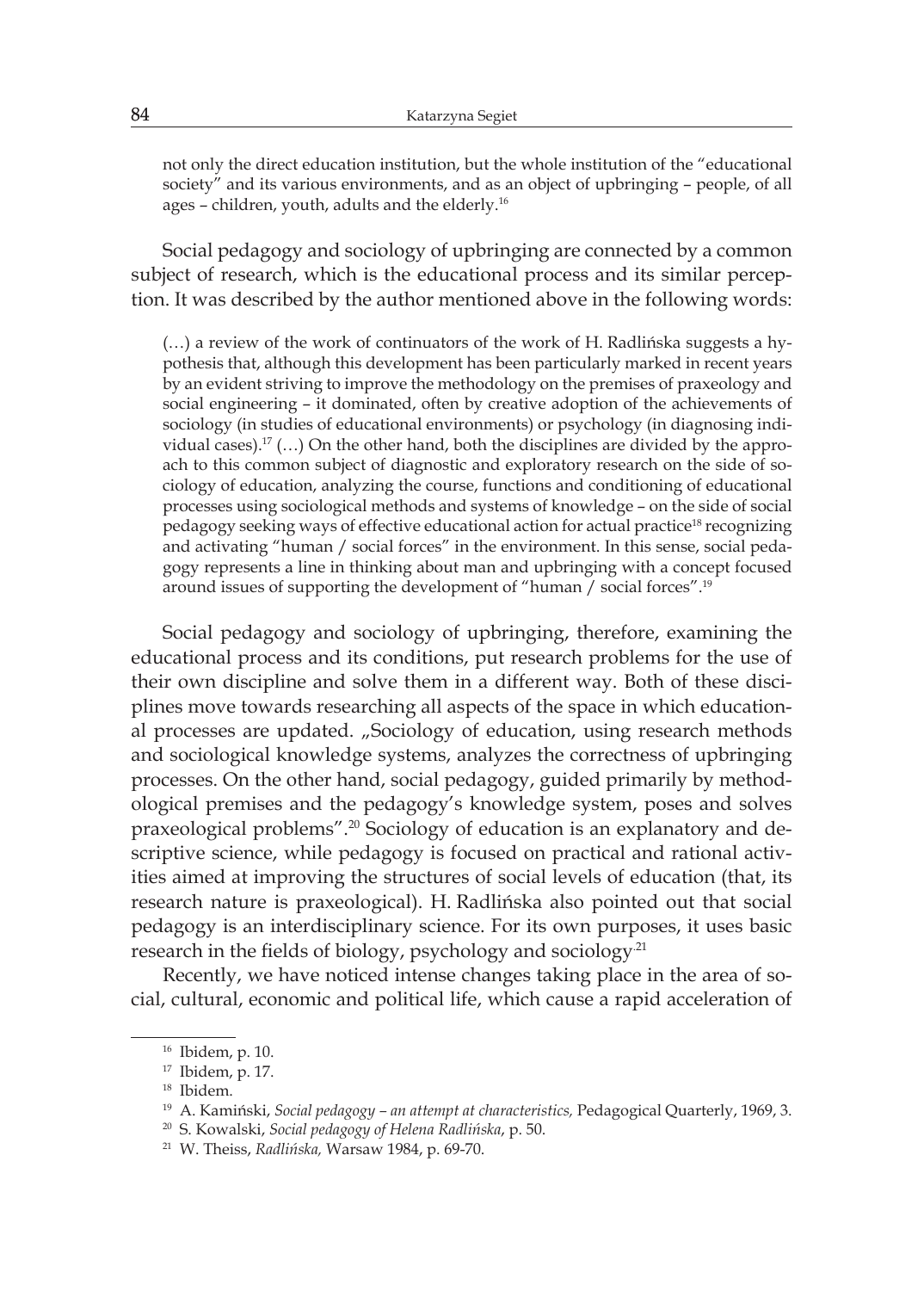not only the direct education institution, but the whole institution of the "educational society" and its various environments, and as an object of upbringing – people, of all ages – children, youth, adults and the elderly.[16]

Social pedagogy and sociology of upbringing are connected by a common subject of research, which is the educational process and its similar perception. It was described by the author mentioned above in the following words:

(…) a review of the work of continuators of the work of H. Radlińska suggests a hypothesis that, although this development has been particularly marked in recent years by an evident striving to improve the methodology on the premises of praxeology and social engineering – it dominated, often by creative adoption of the achievements of sociology (in studies of educational environments) or psychology (in diagnosing individual cases).[17] (…) On the other hand, both the disciplines are divided by the approach to this common subject of diagnostic and exploratory research on the side of sociology of education, analyzing the course, functions and conditioning of educational processes using sociological methods and systems of knowledge – on the side of social pedagogy seeking ways of effective educational action for actual practice[18] recognizing and activating "human / social forces" in the environment. In this sense, social pedagogy represents a line in thinking about man and upbringing with a concept focused around issues of supporting the development of "human / social forces".[19]

Social pedagogy and sociology of upbringing, therefore, examining the educational process and its conditions, put research problems for the use of their own discipline and solve them in a different way. Both of these disciplines move towards researching all aspects of the space in which educational processes are updated. „Sociology of education, using research methods and sociological knowledge systems, analyzes the correctness of upbringing processes. On the other hand, social pedagogy, guided primarily by methodological premises and the pedagogy's knowledge system, poses and solves praxeological problems".[20] Sociology of education is an explanatory and descriptive science, while pedagogy is focused on practical and rational activities aimed at improving the structures of social levels of education (that, its research nature is praxeological). H. Radlińska also pointed out that social pedagogy is an interdisciplinary science. For its own purposes, it uses basic research in the fields of biology, psychology and sociology.[21]

Recently, we have noticed intense changes taking place in the area of social, cultural, economic and political life, which cause a rapid acceleration of

---

[16] Ibidem, p. 10.

[17] Ibidem, p. 17.

[18] Ibidem.

[19] A. Kamiński, *Social pedagogy – an attempt at characteristics,* Pedagogical Quarterly, 1969, 3.

[20] S. Kowalski, *Social pedagogy of Helena Radlińska*, p. 50.

[21] W. Theiss, *Radlińska,* Warsaw 1984, p. 69-70.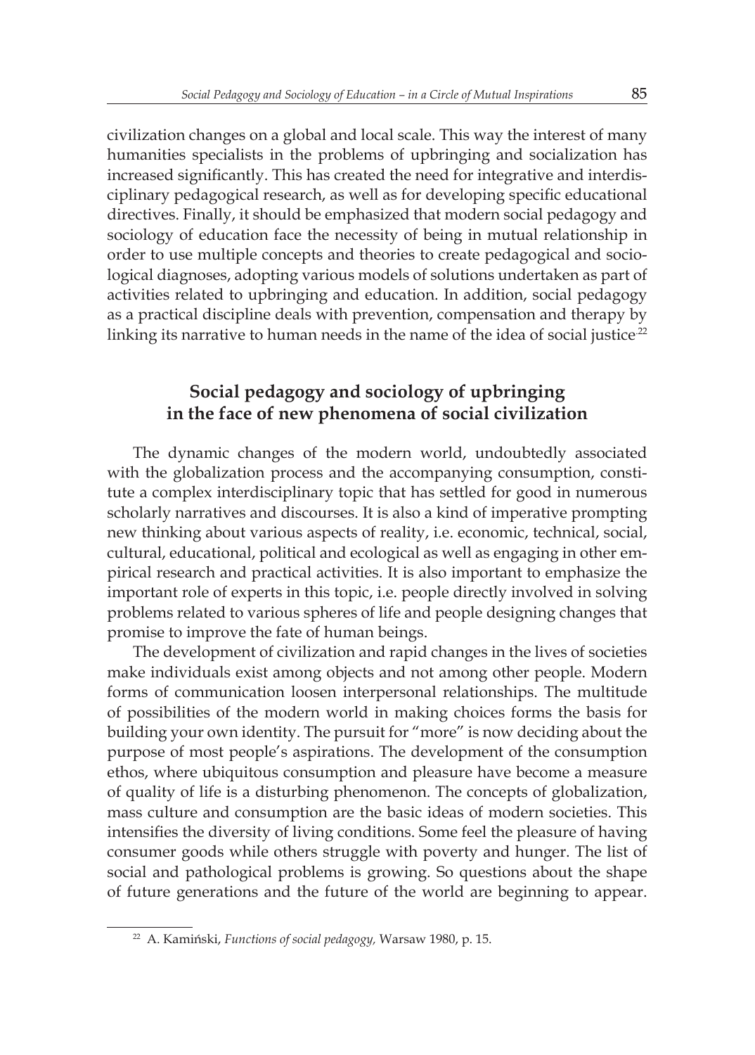civilization changes on a global and local scale. This way the interest of many humanities specialists in the problems of upbringing and socialization has increased significantly. This has created the need for integrative and interdisciplinary pedagogical research, as well as for developing specific educational directives. Finally, it should be emphasized that modern social pedagogy and sociology of education face the necessity of being in mutual relationship in order to use multiple concepts and theories to create pedagogical and sociological diagnoses, adopting various models of solutions undertaken as part of activities related to upbringing and education. In addition, social pedagogy as a practical discipline deals with prevention, compensation and therapy by linking its narrative to human needs in the name of the idea of social justice.[22]

## Social pedagogy and sociology of upbringing in the face of new phenomena of social civilization

The dynamic changes of the modern world, undoubtedly associated with the globalization process and the accompanying consumption, constitute a complex interdisciplinary topic that has settled for good in numerous scholarly narratives and discourses. It is also a kind of imperative prompting new thinking about various aspects of reality, i.e. economic, technical, social, cultural, educational, political and ecological as well as engaging in other empirical research and practical activities. It is also important to emphasize the important role of experts in this topic, i.e. people directly involved in solving problems related to various spheres of life and people designing changes that promise to improve the fate of human beings.

The development of civilization and rapid changes in the lives of societies make individuals exist among objects and not among other people. Modern forms of communication loosen interpersonal relationships. The multitude of possibilities of the modern world in making choices forms the basis for building your own identity. The pursuit for "more" is now deciding about the purpose of most people's aspirations. The development of the consumption ethos, where ubiquitous consumption and pleasure have become a measure of quality of life is a disturbing phenomenon. The concepts of globalization, mass culture and consumption are the basic ideas of modern societies. This intensifies the diversity of living conditions. Some feel the pleasure of having consumer goods while others struggle with poverty and hunger. The list of social and pathological problems is growing. So questions about the shape of future generations and the future of the world are beginning to appear.

[22] A. Kamiński, *Functions of social pedagogy,* Warsaw 1980, p. 15.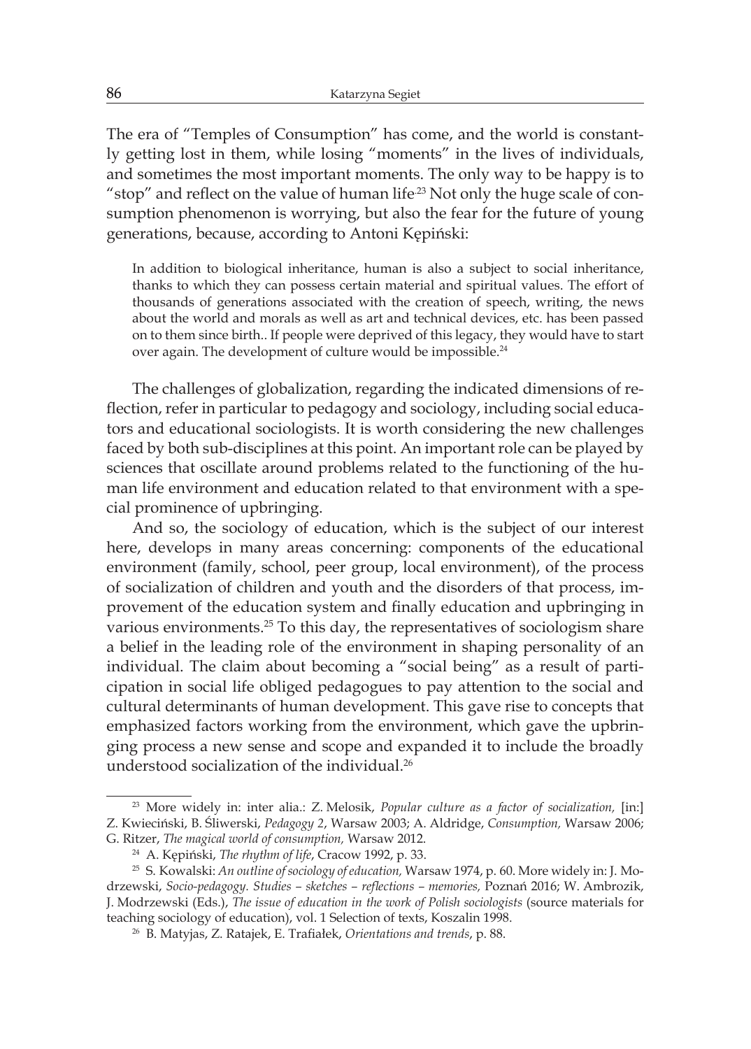The era of "Temples of Consumption" has come, and the world is constantly getting lost in them, while losing "moments" in the lives of individuals, and sometimes the most important moments. The only way to be happy is to "stop" and reflect on the value of human life.[23] Not only the huge scale of consumption phenomenon is worrying, but also the fear for the future of young generations, because, according to Antoni Kępiński:

> In addition to biological inheritance, human is also a subject to social inheritance, thanks to which they can possess certain material and spiritual values. The effort of thousands of generations associated with the creation of speech, writing, the news about the world and morals as well as art and technical devices, etc. has been passed on to them since birth.. If people were deprived of this legacy, they would have to start over again. The development of culture would be impossible.[24]

The challenges of globalization, regarding the indicated dimensions of reflection, refer in particular to pedagogy and sociology, including social educators and educational sociologists. It is worth considering the new challenges faced by both sub-disciplines at this point. An important role can be played by sciences that oscillate around problems related to the functioning of the human life environment and education related to that environment with a special prominence of upbringing.

And so, the sociology of education, which is the subject of our interest here, develops in many areas concerning: components of the educational environment (family, school, peer group, local environment), of the process of socialization of children and youth and the disorders of that process, improvement of the education system and finally education and upbringing in various environments.[25] To this day, the representatives of sociologism share a belief in the leading role of the environment in shaping personality of an individual. The claim about becoming a "social being" as a result of participation in social life obliged pedagogues to pay attention to the social and cultural determinants of human development. This gave rise to concepts that emphasized factors working from the environment, which gave the upbringing process a new sense and scope and expanded it to include the broadly understood socialization of the individual.[26]

---

[23] More widely in: inter alia.: Z. Melosik, *Popular culture as a factor of socialization,* [in:] Z. Kwieciński, B. Śliwerski, *Pedagogy 2*, Warsaw 2003; A. Aldridge, *Consumption,* Warsaw 2006; G. Ritzer, *The magical world of consumption,* Warsaw 2012.

[24] A. Kępiński, *The rhythm of life*, Cracow 1992, p. 33.

[25] S. Kowalski: *An outline of sociology of education,* Warsaw 1974, p. 60. More widely in: J. Modrzewski, *Socio-pedagogy. Studies – sketches – reflections – memories,* Poznań 2016; W. Ambrozik, J. Modrzewski (Eds.), *The issue of education in the work of Polish sociologists* (source materials for teaching sociology of education), vol. 1 Selection of texts, Koszalin 1998.

[26] B. Matyjas, Z. Ratajek, E. Trafiałek, *Orientations and trends*, p. 88.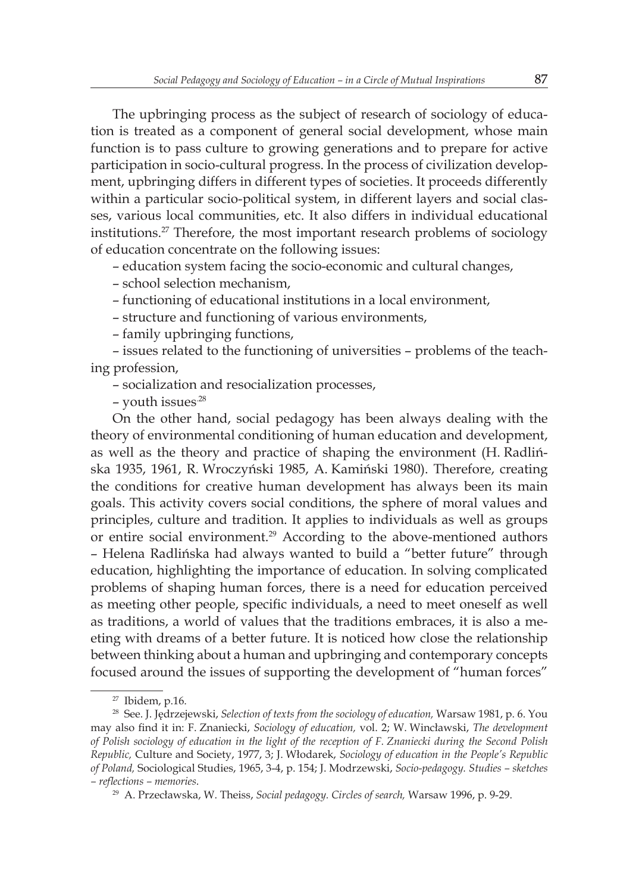The upbringing process as the subject of research of sociology of education is treated as a component of general social development, whose main function is to pass culture to growing generations and to prepare for active participation in socio-cultural progress. In the process of civilization development, upbringing differs in different types of societies. It proceeds differently within a particular socio-political system, in different layers and social classes, various local communities, etc. It also differs in individual educational institutions.[27] Therefore, the most important research problems of sociology of education concentrate on the following issues:

– education system facing the socio-economic and cultural changes,

– school selection mechanism,

– functioning of educational institutions in a local environment,

– structure and functioning of various environments,

– family upbringing functions,

– issues related to the functioning of universities – problems of the teaching profession,

– socialization and resocialization processes,

– youth issues[28]

On the other hand, social pedagogy has been always dealing with the theory of environmental conditioning of human education and development, as well as the theory and practice of shaping the environment (H. Radlińska 1935, 1961, R. Wroczyński 1985, A. Kamiński 1980). Therefore, creating the conditions for creative human development has always been its main goals. This activity covers social conditions, the sphere of moral values and principles, culture and tradition. It applies to individuals as well as groups or entire social environment.[29] According to the above-mentioned authors – Helena Radlińska had always wanted to build a "better future" through education, highlighting the importance of education. In solving complicated problems of shaping human forces, there is a need for education perceived as meeting other people, specific individuals, a need to meet oneself as well as traditions, a world of values that the traditions embraces, it is also a meeting with dreams of a better future. It is noticed how close the relationship between thinking about a human and upbringing and contemporary concepts focused around the issues of supporting the development of "human forces"

---

[27] Ibidem, p.16.

[28] See. J. Jędrzejewski, *Selection of texts from the sociology of education,* Warsaw 1981, p. 6. You may also find it in: F. Znaniecki, *Sociology of education,* vol. 2; W. Wincławski, *The development of Polish sociology of education in the light of the reception of F. Znaniecki during the Second Polish Republic,* Culture and Society, 1977, 3; J. Włodarek, *Sociology of education in the People's Republic of Poland,* Sociological Studies, 1965, 3-4, p. 154; J. Modrzewski, *Socio-pedagogy. Studies – sketches – reflections – memories.*

[29] A. Przecławska, W. Theiss, *Social pedagogy. Circles of search,* Warsaw 1996, p. 9-29.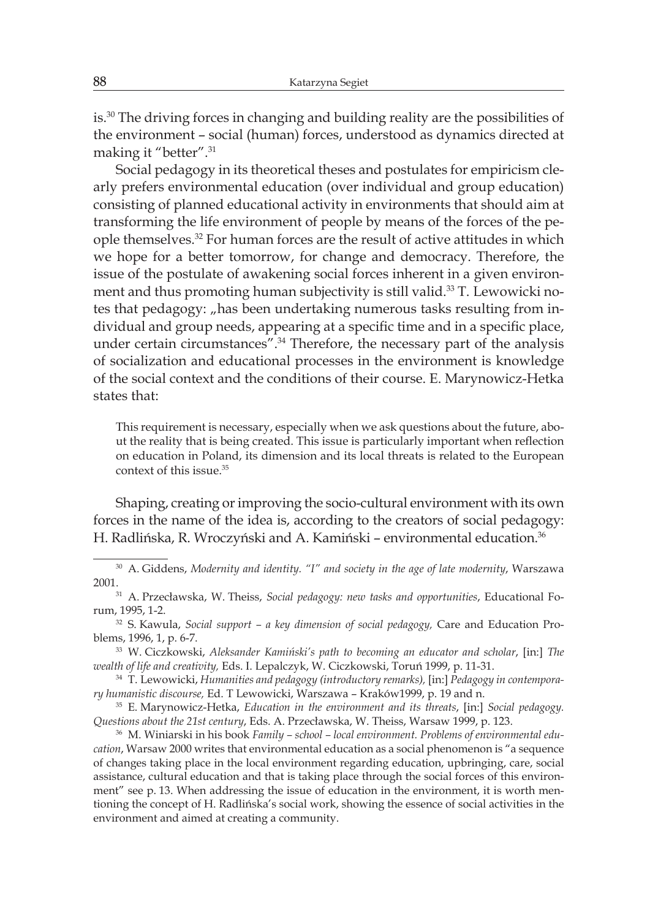is.[30] The driving forces in changing and building reality are the possibilities of the environment – social (human) forces, understood as dynamics directed at making it "better".[31]

Social pedagogy in its theoretical theses and postulates for empiricism clearly prefers environmental education (over individual and group education) consisting of planned educational activity in environments that should aim at transforming the life environment of people by means of the forces of the people themselves.[32] For human forces are the result of active attitudes in which we hope for a better tomorrow, for change and democracy. Therefore, the issue of the postulate of awakening social forces inherent in a given environment and thus promoting human subjectivity is still valid.[33] T. Lewowicki notes that pedagogy: „has been undertaking numerous tasks resulting from individual and group needs, appearing at a specific time and in a specific place, under certain circumstances".[34] Therefore, the necessary part of the analysis of socialization and educational processes in the environment is knowledge of the social context and the conditions of their course. E. Marynowicz-Hetka states that:

> This requirement is necessary, especially when we ask questions about the future, about the reality that is being created. This issue is particularly important when reflection on education in Poland, its dimension and its local threats is related to the European context of this issue.[35]

Shaping, creating or improving the socio-cultural environment with its own forces in the name of the idea is, according to the creators of social pedagogy: H. Radlińska, R. Wroczyński and A. Kamiński – environmental education.[36]

---

[30] A. Giddens, *Modernity and identity. "I" and society in the age of late modernity*, Warszawa 2001.

[31] A. Przecławska, W. Theiss, *Social pedagogy: new tasks and opportunities*, Educational Forum, 1995, 1-2.

[32] S. Kawula, *Social support – a key dimension of social pedagogy,* Care and Education Problems, 1996, 1, p. 6-7.

[33] W. Ciczkowski, *Aleksander Kamiński's path to becoming an educator and scholar*, [in:] *The wealth of life and creativity,* Eds. I. Lepalczyk, W. Ciczkowski, Toruń 1999, p. 11-31.

[34] T. Lewowicki, *Humanities and pedagogy (introductory remarks),* [in:] *Pedagogy in contemporary humanistic discourse,* Ed. T Lewowicki, Warszawa – Kraków1999, p. 19 and n.

[35] E. Marynowicz-Hetka, *Education in the environment and its threats*, [in:] *Social pedagogy. Questions about the 21st century*, Eds. A. Przecławska, W. Theiss, Warsaw 1999, p. 123.

[36] M. Winiarski in his book *Family – school – local environment. Problems of environmental education*, Warsaw 2000 writes that environmental education as a social phenomenon is "a sequence of changes taking place in the local environment regarding education, upbringing, care, social assistance, cultural education and that is taking place through the social forces of this environment" see p. 13. When addressing the issue of education in the environment, it is worth mentioning the concept of H. Radlińska's social work, showing the essence of social activities in the environment and aimed at creating a community.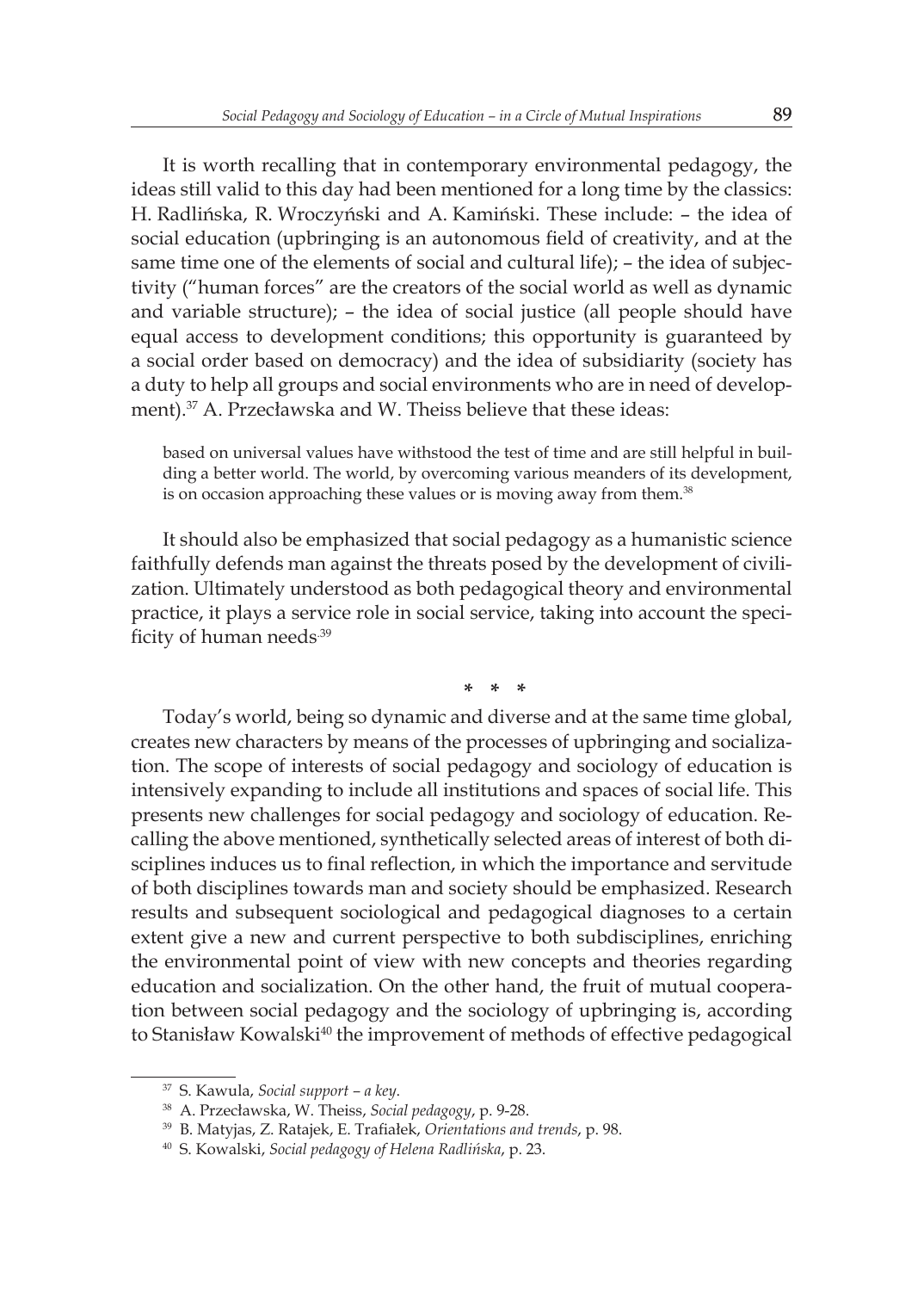It is worth recalling that in contemporary environmental pedagogy, the ideas still valid to this day had been mentioned for a long time by the classics: H. Radlińska, R. Wroczyński and A. Kamiński. These include: – the idea of social education (upbringing is an autonomous field of creativity, and at the same time one of the elements of social and cultural life); – the idea of subjectivity ("human forces" are the creators of the social world as well as dynamic and variable structure); – the idea of social justice (all people should have equal access to development conditions; this opportunity is guaranteed by a social order based on democracy) and the idea of subsidiarity (society has a duty to help all groups and social environments who are in need of development).[37] A. Przecławska and W. Theiss believe that these ideas:

> based on universal values have withstood the test of time and are still helpful in building a better world. The world, by overcoming various meanders of its development, is on occasion approaching these values or is moving away from them.[38]

It should also be emphasized that social pedagogy as a humanistic science faithfully defends man against the threats posed by the development of civilization. Ultimately understood as both pedagogical theory and environmental practice, it plays a service role in social service, taking into account the specificity of human needs.[39]

\* \* \*

Today's world, being so dynamic and diverse and at the same time global, creates new characters by means of the processes of upbringing and socialization. The scope of interests of social pedagogy and sociology of education is intensively expanding to include all institutions and spaces of social life. This presents new challenges for social pedagogy and sociology of education. Recalling the above mentioned, synthetically selected areas of interest of both disciplines induces us to final reflection, in which the importance and servitude of both disciplines towards man and society should be emphasized. Research results and subsequent sociological and pedagogical diagnoses to a certain extent give a new and current perspective to both subdisciplines, enriching the environmental point of view with new concepts and theories regarding education and socialization. On the other hand, the fruit of mutual cooperation between social pedagogy and the sociology of upbringing is, according to Stanisław Kowalski[40] the improvement of methods of effective pedagogical

---

[37] S. Kawula, *Social support – a key*.

[38] A. Przecławska, W. Theiss, *Social pedagogy*, p. 9-28.

[39] B. Matyjas, Z. Ratajek, E. Trafiałek, *Orientations and trends*, p. 98.

[40] S. Kowalski, *Social pedagogy of Helena Radlińska*, p. 23.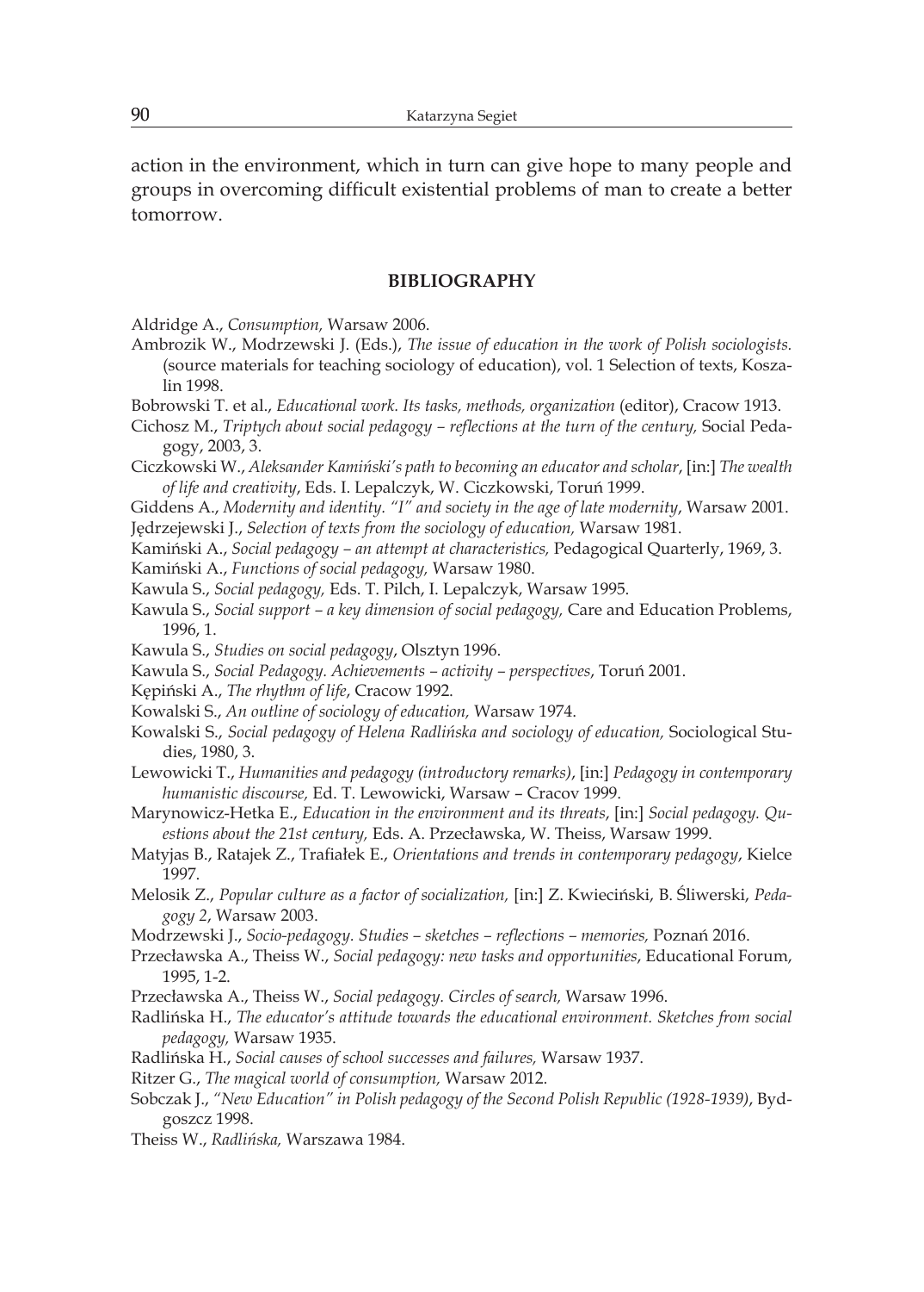action in the environment, which in turn can give hope to many people and groups in overcoming difficult existential problems of man to create a better tomorrow.

## BIBLIOGRAPHY

Aldridge A., *Consumption,* Warsaw 2006.

Ambrozik W., Modrzewski J. (Eds.), *The issue of education in the work of Polish sociologists.* (source materials for teaching sociology of education), vol. 1 Selection of texts, Koszalin 1998.

Bobrowski T. et al., *Educational work. Its tasks, methods, organization* (editor), Cracow 1913.

Cichosz M., *Triptych about social pedagogy – reflections at the turn of the century,* Social Pedagogy, 2003, 3.

Ciczkowski W., *Aleksander Kamiński's path to becoming an educator and scholar*, [in:] *The wealth of life and creativity*, Eds. I. Lepalczyk, W. Ciczkowski, Toruń 1999.

Giddens A., *Modernity and identity. "I" and society in the age of late modernity*, Warsaw 2001.

Jędrzejewski J., *Selection of texts from the sociology of education,* Warsaw 1981.

Kamiński A., *Social pedagogy – an attempt at characteristics,* Pedagogical Quarterly, 1969, 3.

Kamiński A., *Functions of social pedagogy,* Warsaw 1980.

Kawula S., *Social pedagogy,* Eds. T. Pilch, I. Lepalczyk, Warsaw 1995.

Kawula S., *Social support – a key dimension of social pedagogy,* Care and Education Problems, 1996, 1.

Kawula S., *Studies on social pedagogy*, Olsztyn 1996.

Kawula S., *Social Pedagogy. Achievements – activity – perspectives*, Toruń 2001.

Kępiński A., *The rhythm of life*, Cracow 1992.

Kowalski S., *An outline of sociology of education,* Warsaw 1974.

Kowalski S., *Social pedagogy of Helena Radlińska and sociology of education,* Sociological Studies, 1980, 3.

Lewowicki T., *Humanities and pedagogy (introductory remarks)*, [in:] *Pedagogy in contemporary humanistic discourse,* Ed. T. Lewowicki, Warsaw – Cracov 1999.

Marynowicz-Hetka E., *Education in the environment and its threats*, [in:] *Social pedagogy. Questions about the 21st century,* Eds. A. Przecławska, W. Theiss, Warsaw 1999.

Matyjas B., Ratajek Z., Trafiałek E., *Orientations and trends in contemporary pedagogy*, Kielce 1997.

Melosik Z., *Popular culture as a factor of socialization,* [in:] Z. Kwieciński, B. Śliwerski, *Pedagogy 2*, Warsaw 2003.

Modrzewski J., *Socio-pedagogy. Studies – sketches – reflections – memories,* Poznań 2016.

Przecławska A., Theiss W., *Social pedagogy: new tasks and opportunities*, Educational Forum, 1995, 1-2.

Przecławska A., Theiss W., *Social pedagogy. Circles of search,* Warsaw 1996.

Radlińska H., *The educator's attitude towards the educational environment. Sketches from social pedagogy,* Warsaw 1935.

Radlińska H., *Social causes of school successes and failures,* Warsaw 1937.

Ritzer G., *The magical world of consumption,* Warsaw 2012.

Sobczak J., *"New Education" in Polish pedagogy of the Second Polish Republic (1928-1939)*, Bydgoszcz 1998.

Theiss W., *Radlińska,* Warszawa 1984.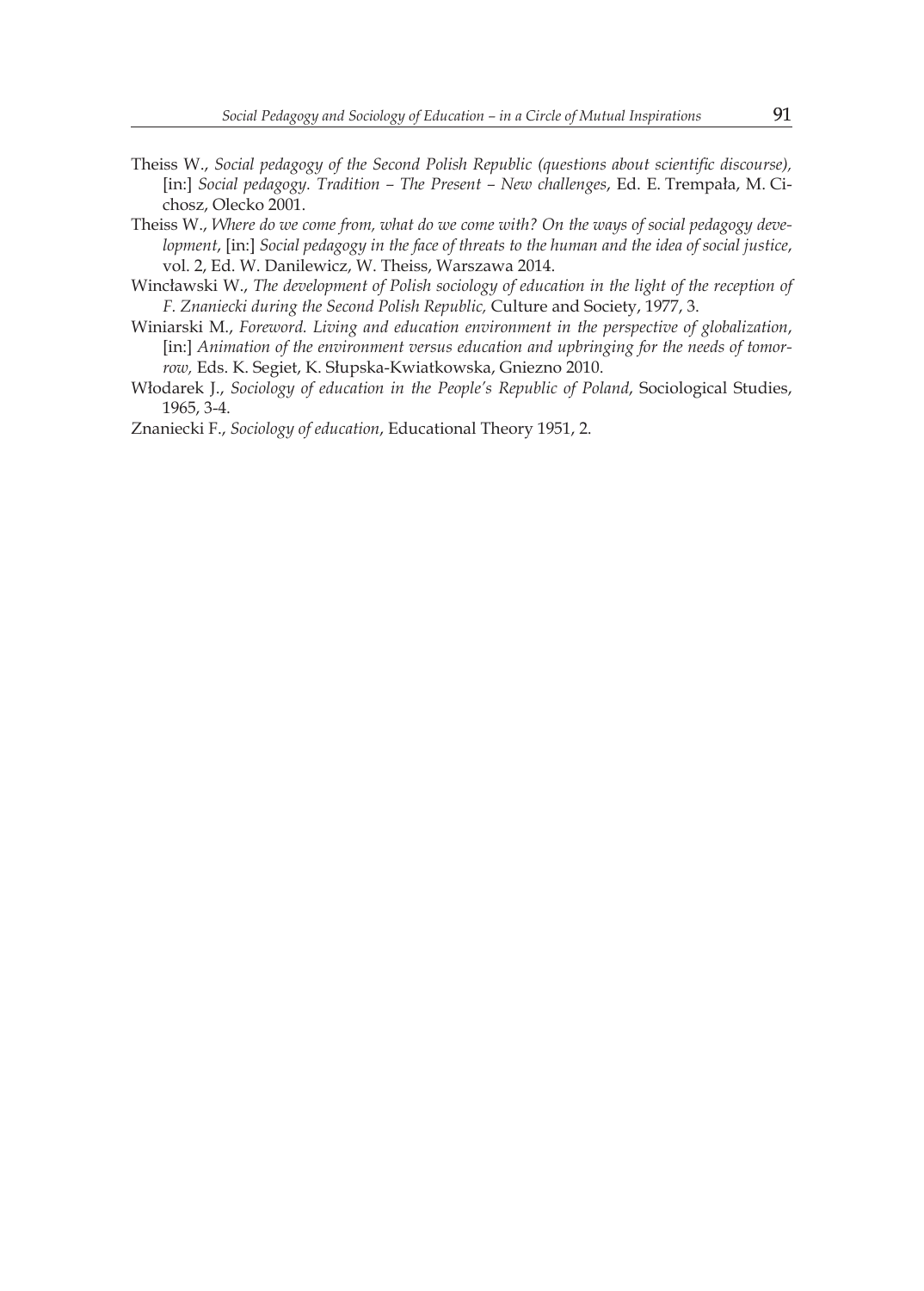Theiss W., *Social pedagogy of the Second Polish Republic (questions about scientific discourse),* [in:] *Social pedagogy. Tradition – The Present – New challenges*, Ed. E. Trempała, M. Cichosz, Olecko 2001.

Theiss W., *Where do we come from, what do we come with? On the ways of social pedagogy development*, [in:] *Social pedagogy in the face of threats to the human and the idea of social justice*, vol. 2, Ed. W. Danilewicz, W. Theiss, Warszawa 2014.

Wincławski W., *The development of Polish sociology of education in the light of the reception of F. Znaniecki during the Second Polish Republic,* Culture and Society, 1977, 3.

Winiarski M., *Foreword. Living and education environment in the perspective of globalization*, [in:] *Animation of the environment versus education and upbringing for the needs of tomorrow,* Eds. K. Segiet, K. Słupska-Kwiatkowska, Gniezno 2010.

Włodarek J., *Sociology of education in the People's Republic of Poland*, Sociological Studies, 1965, 3-4.

Znaniecki F., *Sociology of education*, Educational Theory 1951, 2.